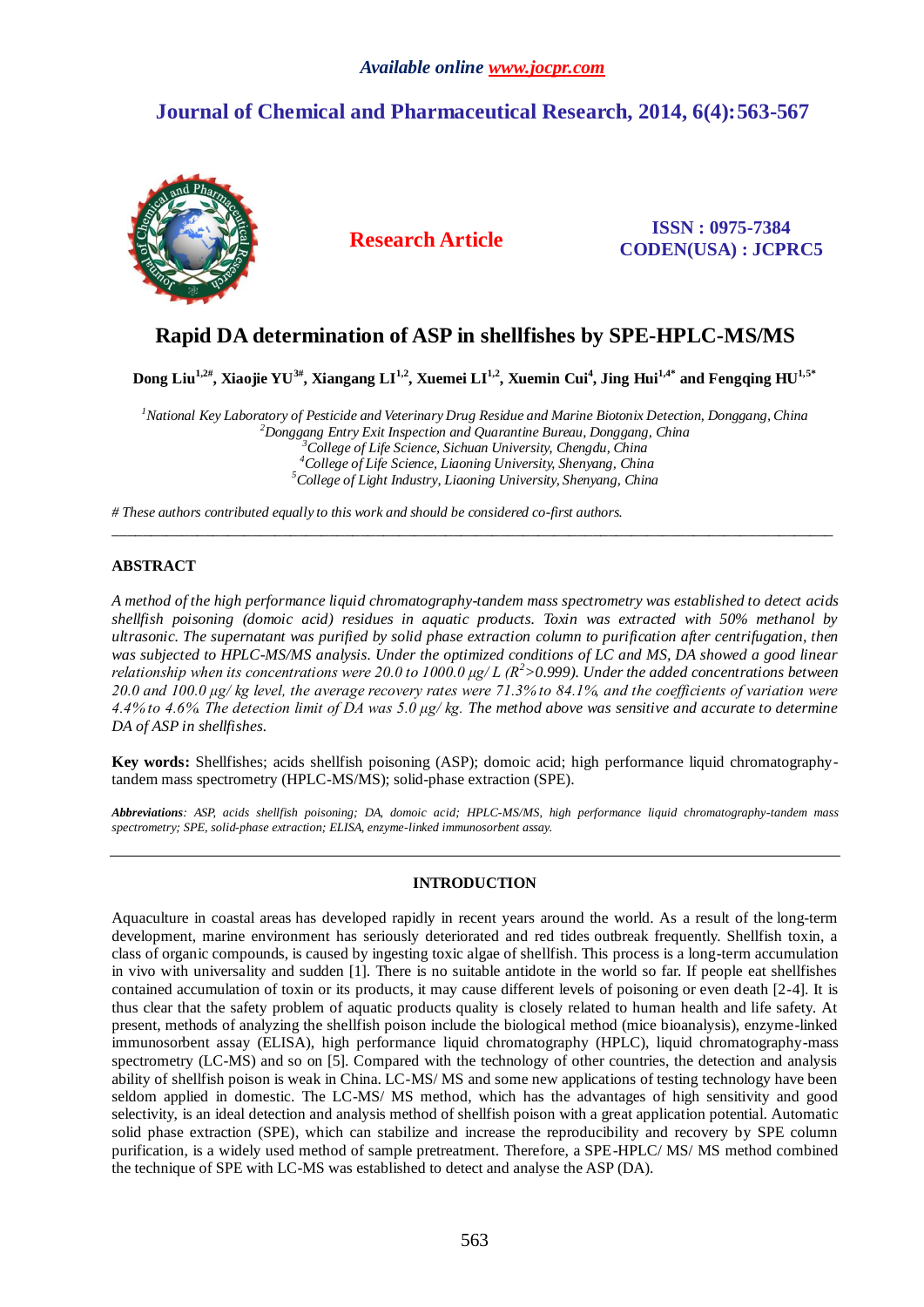# Rapid DA determination of ASP in shellfishes by SPE-HPLC-MS/MS

**Dong Liu[1,2#], Xiaojie YU[3#], Xiangang LI[1,2], Xuemei LI[1,2], Xuemin Cui[4], Jing Hui[1,4*] and Fengqing HU[1,5*]**

*[1]National Key Laboratory of Pesticide and Veterinary Drug Residue and Marine Biotonix Detection, Donggang, China*
*[2]Donggang Entry Exit Inspection and Quarantine Bureau, Donggang, China*
*[3]College of Life Science, Sichuan University, Chengdu, China*
*[4]College of Life Science, Liaoning University, Shenyang, China*
*[5]College of Light Industry, Liaoning University, Shenyang, China*

*# These authors contributed equally to this work and should be considered co-first authors.*

---

## ABSTRACT

*A method of the high performance liquid chromatography-tandem mass spectrometry was established to detect acids shellfish poisoning (domoic acid) residues in aquatic products. Toxin was extracted with 50% methanol by ultrasonic. The supernatant was purified by solid phase extraction column to purification after centrifugation, then was subjected to HPLC-MS/MS analysis. Under the optimized conditions of LC and MS, DA showed a good linear relationship when its concentrations were 20.0 to 1000.0 μg/ L ($R^2$>0.999). Under the added concentrations between 20.0 and 100.0 μg/ kg level, the average recovery rates were 71.3% to 84.1%, and the coefficients of variation were 4.4% to 4.6%. The detection limit of DA was 5.0 μg/ kg. The method above was sensitive and accurate to determine DA of ASP in shellfishes.*

**Key words:** Shellfishes; acids shellfish poisoning (ASP); domoic acid; high performance liquid chromatography-tandem mass spectrometry (HPLC-MS/MS); solid-phase extraction (SPE).

***Abbreviations**: ASP, acids shellfish poisoning; DA, domoic acid; HPLC-MS/MS, high performance liquid chromatography-tandem mass spectrometry; SPE, solid-phase extraction; ELISA, enzyme-linked immunosorbent assay.*

---

## INTRODUCTION

Aquaculture in coastal areas has developed rapidly in recent years around the world. As a result of the long-term development, marine environment has seriously deteriorated and red tides outbreak frequently. Shellfish toxin, a class of organic compounds, is caused by ingesting toxic algae of shellfish. This process is a long-term accumulation in vivo with universality and sudden [1]. There is no suitable antidote in the world so far. If people eat shellfishes contained accumulation of toxin or its products, it may cause different levels of poisoning or even death [2-4]. It is thus clear that the safety problem of aquatic products quality is closely related to human health and life safety. At present, methods of analyzing the shellfish poison include the biological method (mice bioanalysis), enzyme-linked immunosorbent assay (ELISA), high performance liquid chromatography (HPLC), liquid chromatography-mass spectrometry (LC-MS) and so on [5]. Compared with the technology of other countries, the detection and analysis ability of shellfish poison is weak in China. LC-MS/ MS and some new applications of testing technology have been seldom applied in domestic. The LC-MS/ MS method, which has the advantages of high sensitivity and good selectivity, is an ideal detection and analysis method of shellfish poison with a great application potential. Automatic solid phase extraction (SPE), which can stabilize and increase the reproducibility and recovery by SPE column purification, is a widely used method of sample pretreatment. Therefore, a SPE-HPLC/ MS/ MS method combined the technique of SPE with LC-MS was established to detect and analyse the ASP (DA).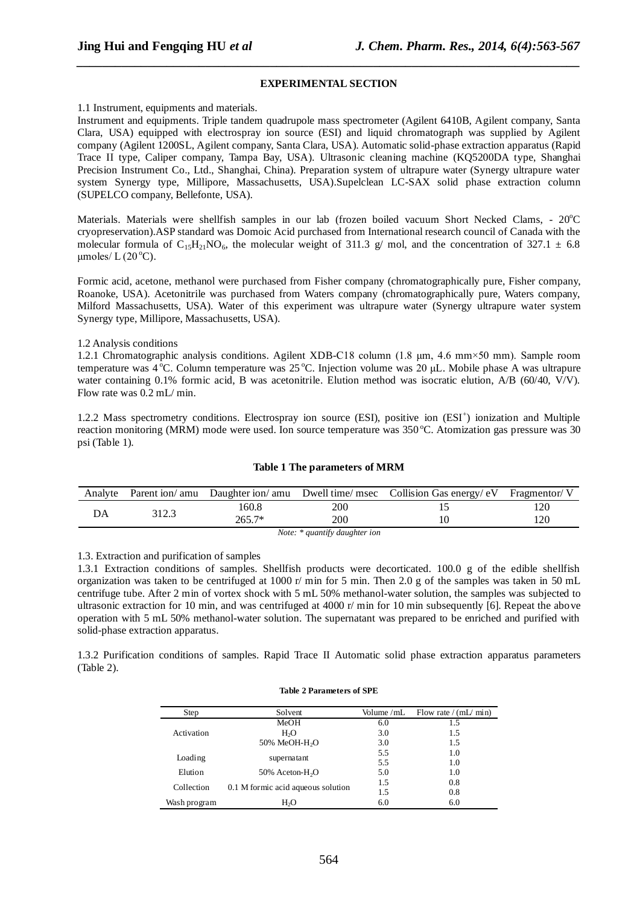## EXPERIMENTAL SECTION

1.1 Instrument, equipments and materials.

Instrument and equipments. Triple tandem quadrupole mass spectrometer (Agilent 6410B, Agilent company, Santa Clara, USA) equipped with electrospray ion source (ESI) and liquid chromatograph was supplied by Agilent company (Agilent 1200SL, Agilent company, Santa Clara, USA). Automatic solid-phase extraction apparatus (Rapid Trace II type, Caliper company, Tampa Bay, USA). Ultrasonic cleaning machine (KQ5200DA type, Shanghai Precision Instrument Co., Ltd., Shanghai, China). Preparation system of ultrapure water (Synergy ultrapure water system Synergy type, Millipore, Massachusetts, USA).Supelclean LC-SAX solid phase extraction column (SUPELCO company, Bellefonte, USA).

Materials. Materials were shellfish samples in our lab (frozen boiled vacuum Short Necked Clams, - 20°C cryopreservation).ASP standard was Domoic Acid purchased from International research council of Canada with the molecular formula of $C_{15}H_{21}NO_6$, the molecular weight of 311.3 g/ mol, and the concentration of 327.1 ± 6.8 μmoles/ L (20 °C).

Formic acid, acetone, methanol were purchased from Fisher company (chromatographically pure, Fisher company, Roanoke, USA). Acetonitrile was purchased from Waters company (chromatographically pure, Waters company, Milford Massachusetts, USA). Water of this experiment was ultrapure water (Synergy ultrapure water system Synergy type, Millipore, Massachusetts, USA).

1.2 Analysis conditions

1.2.1 Chromatographic analysis conditions. Agilent XDB-C18 column (1.8 μm, 4.6 mm×50 mm). Sample room temperature was 4 °C. Column temperature was 25 °C. Injection volume was 20 μL. Mobile phase A was ultrapure water containing 0.1% formic acid, B was acetonitrile. Elution method was isocratic elution, A/B (60/40, V/V). Flow rate was 0.2 mL/ min.

1.2.2 Mass spectrometry conditions. Electrospray ion source (ESI), positive ion ($ESI^+$) ionization and Multiple reaction monitoring (MRM) mode were used. Ion source temperature was 350 °C. Atomization gas pressure was 30 psi (Table 1).

**Table 1 The parameters of MRM**

| Analyte | Parent ion/ amu | Daughter ion/ amu | Dwell time/ msec | Collision Gas energy/ eV | Fragmentor/ V |
|---|---|---|---|---|---|
| DA | 312.3 | 160.8 | 200 | 15 | 120 |
| | | 265.7* | 200 | 10 | 120 |

*Note: * quantify daughter ion*

1.3. Extraction and purification of samples

1.3.1 Extraction conditions of samples. Shellfish products were decorticated. 100.0 g of the edible shellfish organization was taken to be centrifuged at 1000 r/ min for 5 min. Then 2.0 g of the samples was taken in 50 mL centrifuge tube. After 2 min of vortex shock with 5 mL 50% methanol-water solution, the samples was subjected to ultrasonic extraction for 10 min, and was centrifuged at 4000 r/ min for 10 min subsequently [6]. Repeat the above operation with 5 mL 50% methanol-water solution. The supernatant was prepared to be enriched and purified with solid-phase extraction apparatus.

1.3.2 Purification conditions of samples. Rapid Trace II Automatic solid phase extraction apparatus parameters (Table 2).

**Table 2 Parameters of SPE**

| Step | Solvent | Volume /mL | Flow rate / (mL/ min) |
|---|---|---|---|
| Activation | MeOH | 6.0 | 1.5 |
| | $H_2O$ | 3.0 | 1.5 |
| | 50% MeOH-$H_2O$ | 3.0 | 1.5 |
| Loading | supernatant | 5.5 | 1.0 |
| | | 5.5 | 1.0 |
| Elution | 50% Aceton-$H_2O$ | 5.0 | 1.0 |
| Collection | 0.1 M formic acid aqueous solution | 1.5 | 0.8 |
| | | 1.5 | 0.8 |
| Wash program | $H_2O$ | 6.0 | 6.0 |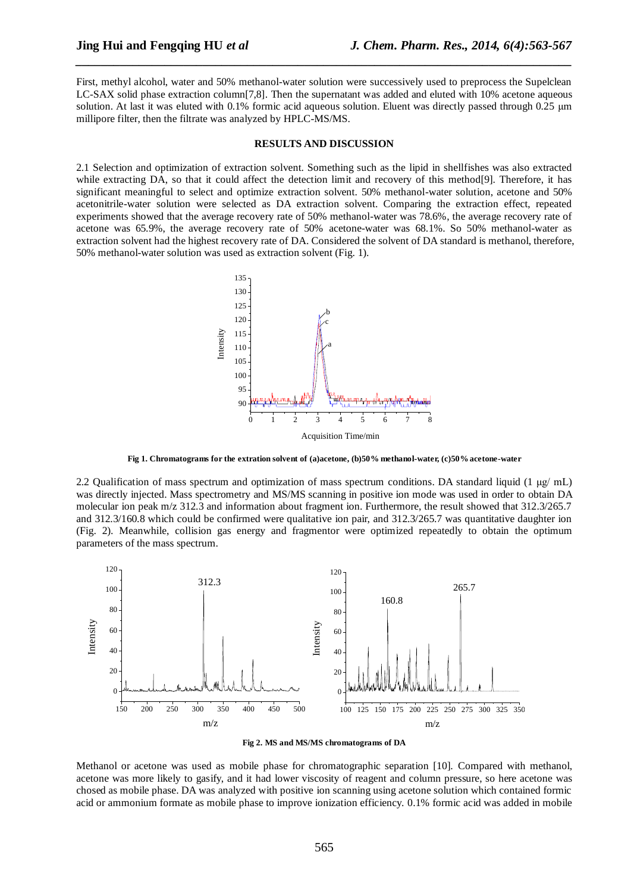First, methyl alcohol, water and 50% methanol-water solution were successively used to preprocess the Supelclean LC-SAX solid phase extraction column[7,8]. Then the supernatant was added and eluted with 10% acetone aqueous solution. At last it was eluted with 0.1% formic acid aqueous solution. Eluent was directly passed through 0.25 μm millipore filter, then the filtrate was analyzed by HPLC-MS/MS.

## RESULTS AND DISCUSSION

2.1 Selection and optimization of extraction solvent. Something such as the lipid in shellfishes was also extracted while extracting DA, so that it could affect the detection limit and recovery of this method[9]. Therefore, it has significant meaningful to select and optimize extraction solvent. 50% methanol-water solution, acetone and 50% acetonitrile-water solution were selected as DA extraction solvent. Comparing the extraction effect, repeated experiments showed that the average recovery rate of 50% methanol-water was 78.6%, the average recovery rate of acetone was 65.9%, the average recovery rate of 50% acetone-water was 68.1%. So 50% methanol-water as extraction solvent had the highest recovery rate of DA. Considered the solvent of DA standard is methanol, therefore, 50% methanol-water solution was used as extraction solvent (Fig. 1).

**Fig 1. Chromatograms for the extration solvent of (a)acetone, (b)50% methanol-water, (c)50% acetone-water**

2.2 Qualification of mass spectrum and optimization of mass spectrum conditions. DA standard liquid (1 μg/ mL) was directly injected. Mass spectrometry and MS/MS scanning in positive ion mode was used in order to obtain DA molecular ion peak m/z 312.3 and information about fragment ion. Furthermore, the result showed that 312.3/265.7 and 312.3/160.8 which could be confirmed were qualitative ion pair, and 312.3/265.7 was quantitative daughter ion (Fig. 2). Meanwhile, collision gas energy and fragmentor were optimized repeatedly to obtain the optimum parameters of the mass spectrum.

**Fig 2. MS and MS/MS chromatograms of DA**

Methanol or acetone was used as mobile phase for chromatographic separation [10]. Compared with methanol, acetone was more likely to gasify, and it had lower viscosity of reagent and column pressure, so here acetone was chosed as mobile phase. DA was analyzed with positive ion scanning using acetone solution which contained formic acid or ammonium formate as mobile phase to improve ionization efficiency. 0.1% formic acid was added in mobile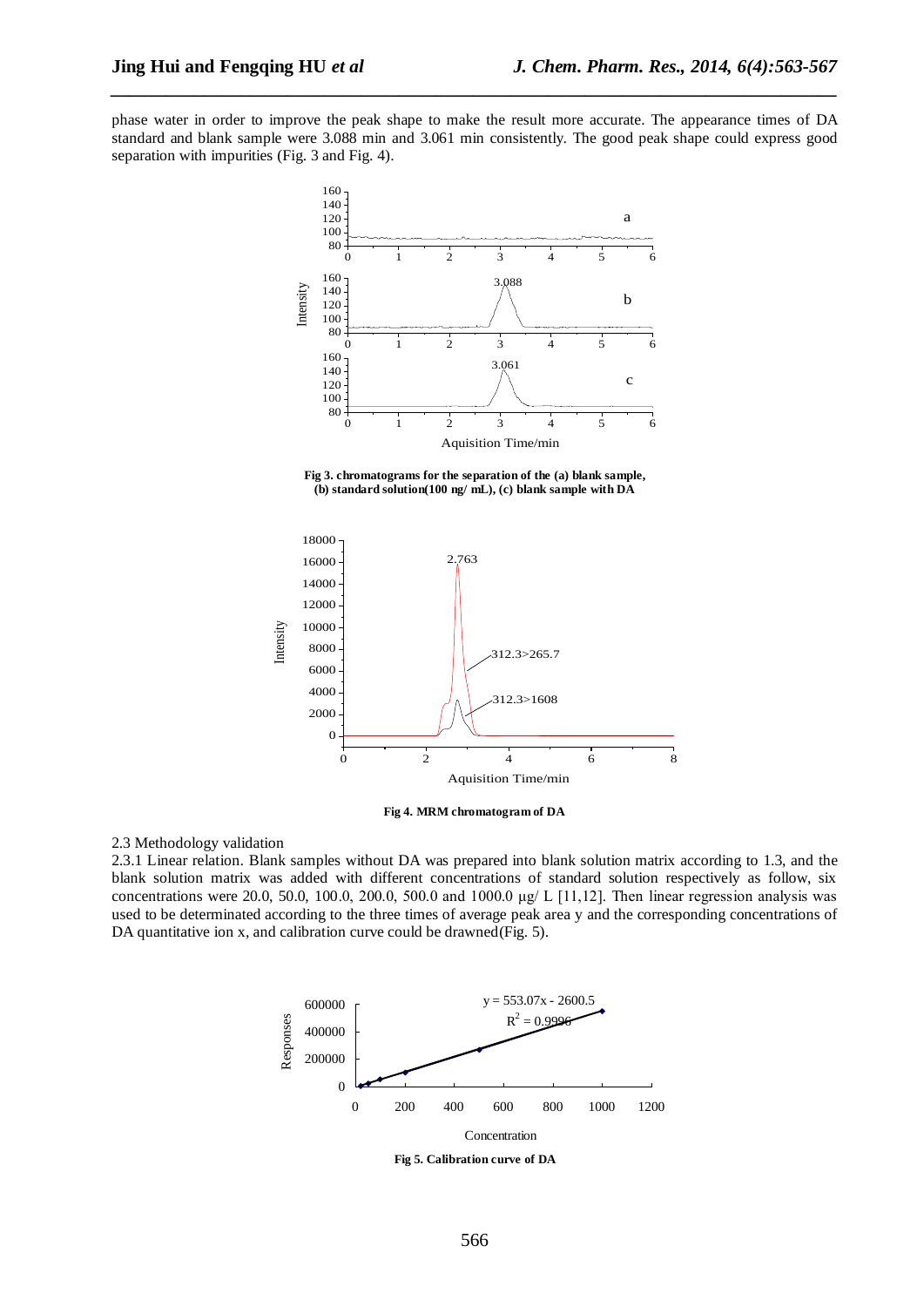phase water in order to improve the peak shape to make the result more accurate. The appearance times of DA standard and blank sample were 3.088 min and 3.061 min consistently. The good peak shape could express good separation with impurities (Fig. 3 and Fig. 4).

**Fig 3. chromatograms for the separation of the (a) blank sample, (b) standard solution(100 ng/ mL), (c) blank sample with DA**

**Fig 4. MRM chromatogram of DA**

2.3 Methodology validation

2.3.1 Linear relation. Blank samples without DA was prepared into blank solution matrix according to 1.3, and the blank solution matrix was added with different concentrations of standard solution respectively as follow, six concentrations were 20.0, 50.0, 100.0, 200.0, 500.0 and 1000.0 μg/ L [11,12]. Then linear regression analysis was used to be determinated according to the three times of average peak area y and the corresponding concentrations of DA quantitative ion x, and calibration curve could be drawned(Fig. 5).

**Fig 5. Calibration curve of DA**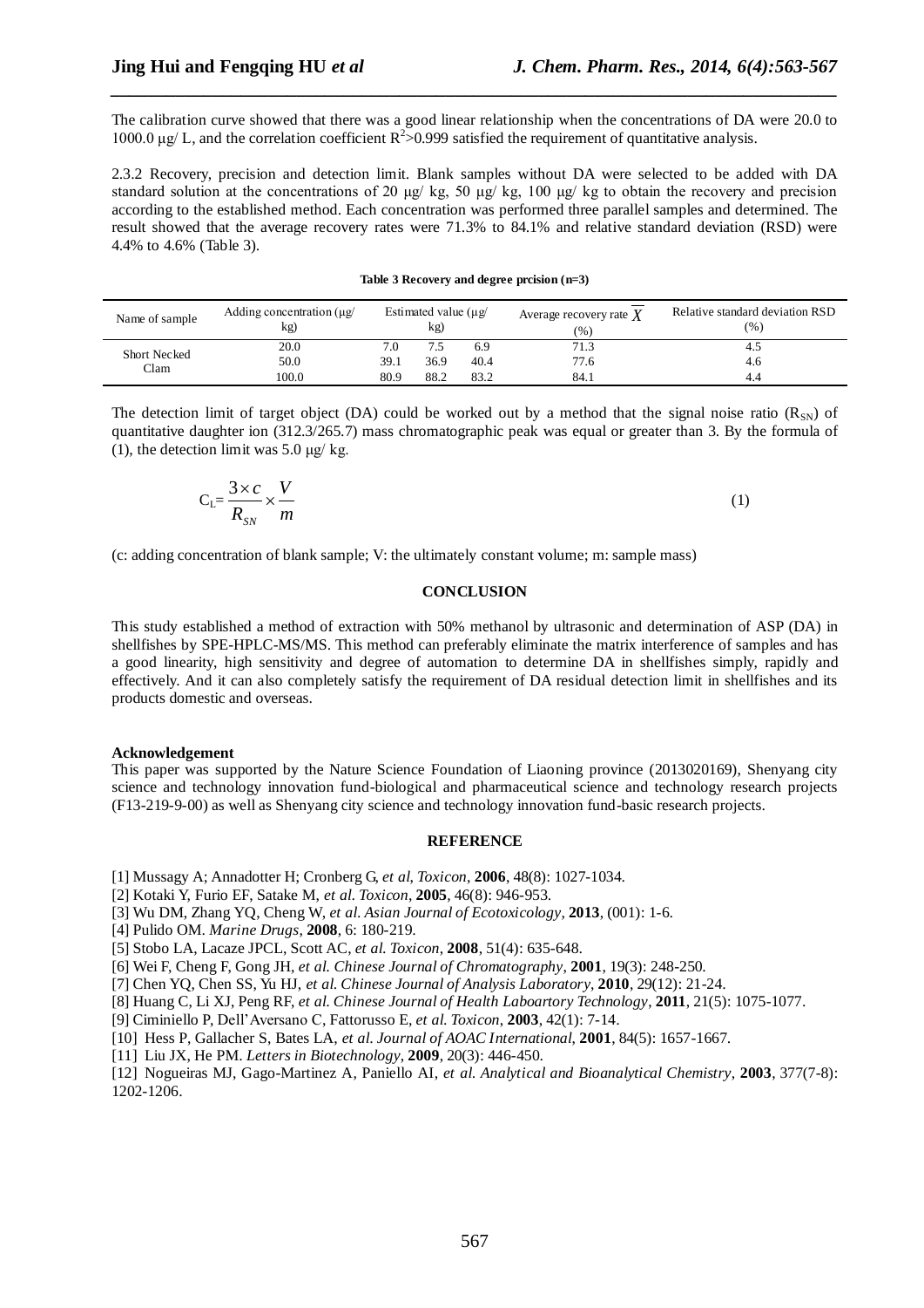The calibration curve showed that there was a good linear relationship when the concentrations of DA were 20.0 to 1000.0 μg/ L, and the correlation coefficient $R^2$>0.999 satisfied the requirement of quantitative analysis.

2.3.2 Recovery, precision and detection limit. Blank samples without DA were selected to be added with DA standard solution at the concentrations of 20 μg/ kg, 50 μg/ kg, 100 μg/ kg to obtain the recovery and precision according to the established method. Each concentration was performed three parallel samples and determined. The result showed that the average recovery rates were 71.3% to 84.1% and relative standard deviation (RSD) were 4.4% to 4.6% (Table 3).

**Table 3 Recovery and degree prcision (n=3)**

| Name of sample | Adding concentration (μg/ kg) | Estimated value (μg/ kg) | | | Average recovery rate $\overline{X}$ (%) | Relative standard deviation RSD (%) |
|---|---|---|---|---|---|---|
| Short Necked Clam | 20.0 | 7.0 | 7.5 | 6.9 | 71.3 | 4.5 |
| | 50.0 | 39.1 | 36.9 | 40.4 | 77.6 | 4.6 |
| | 100.0 | 80.9 | 88.2 | 83.2 | 84.1 | 4.4 |

The detection limit of target object (DA) could be worked out by a method that the signal noise ratio ($R_{SN}$) of quantitative daughter ion (312.3/265.7) mass chromatographic peak was equal or greater than 3. By the formula of (1), the detection limit was 5.0 μg/ kg.

$$C_L = \frac{3 \times c}{R_{SN}} \times \frac{V}{m} \tag{1}$$

(c: adding concentration of blank sample; V: the ultimately constant volume; m: sample mass)

## CONCLUSION

This study established a method of extraction with 50% methanol by ultrasonic and determination of ASP (DA) in shellfishes by SPE-HPLC-MS/MS. This method can preferably eliminate the matrix interference of samples and has a good linearity, high sensitivity and degree of automation to determine DA in shellfishes simply, rapidly and effectively. And it can also completely satisfy the requirement of DA residual detection limit in shellfishes and its products domestic and overseas.

**Acknowledgement**

This paper was supported by the Nature Science Foundation of Liaoning province (2013020169), Shenyang city science and technology innovation fund-biological and pharmaceutical science and technology research projects (F13-219-9-00) as well as Shenyang city science and technology innovation fund-basic research projects.

## REFERENCE

[1] Mussagy A; Annadotter H; Cronberg G, *et al*, *Toxicon*, **2006**, 48(8): 1027-1034.

[2] Kotaki Y, Furio EF, Satake M, *et al. Toxicon*, **2005**, 46(8): 946-953.

[3] Wu DM, Zhang YQ, Cheng W, *et al. Asian Journal of Ecotoxicology*, **2013**, (001): 1-6.

[4] Pulido OM. *Marine Drugs*, **2008**, 6: 180-219.

[5] Stobo LA, Lacaze JPCL, Scott AC, *et al. Toxicon*, **2008**, 51(4): 635-648.

[6] Wei F, Cheng F, Gong JH, *et al. Chinese Journal of Chromatography*, **2001**, 19(3): 248-250.

[7] Chen YQ, Chen SS, Yu HJ, *et al. Chinese Journal of Analysis Laboratory*, **2010**, 29(12): 21-24.

[8] Huang C, Li XJ, Peng RF, *et al. Chinese Journal of Health Laboartory Technology*, **2011**, 21(5): 1075-1077.

[9] Ciminiello P, Dell'Aversano C, Fattorusso E, *et al. Toxicon*, **2003**, 42(1): 7-14.

[10] Hess P, Gallacher S, Bates LA, *et al. Journal of AOAC International*, **2001**, 84(5): 1657-1667.

[11] Liu JX, He PM. *Letters in Biotechnology*, **2009**, 20(3): 446-450.

[12] Nogueiras MJ, Gago-Martinez A, Paniello AI, *et al. Analytical and Bioanalytical Chemistry*, **2003**, 377(7-8): 1202-1206.